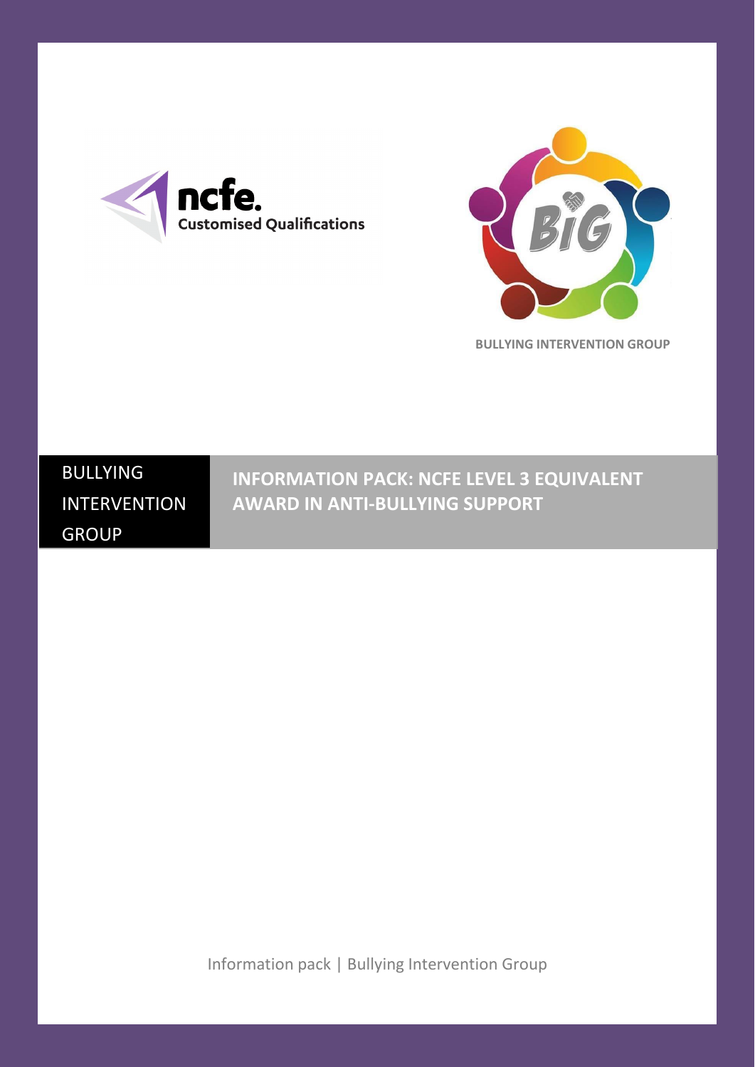ncfe. Customised Qualifications

BULLYING INTERVENTION GROUP

BULLYING INTERVENTION GROUP

# INFORMATION PACK: NCFE LEVEL 3 EQUIVALENT AWARD IN ANTI-BULLYING SUPPORT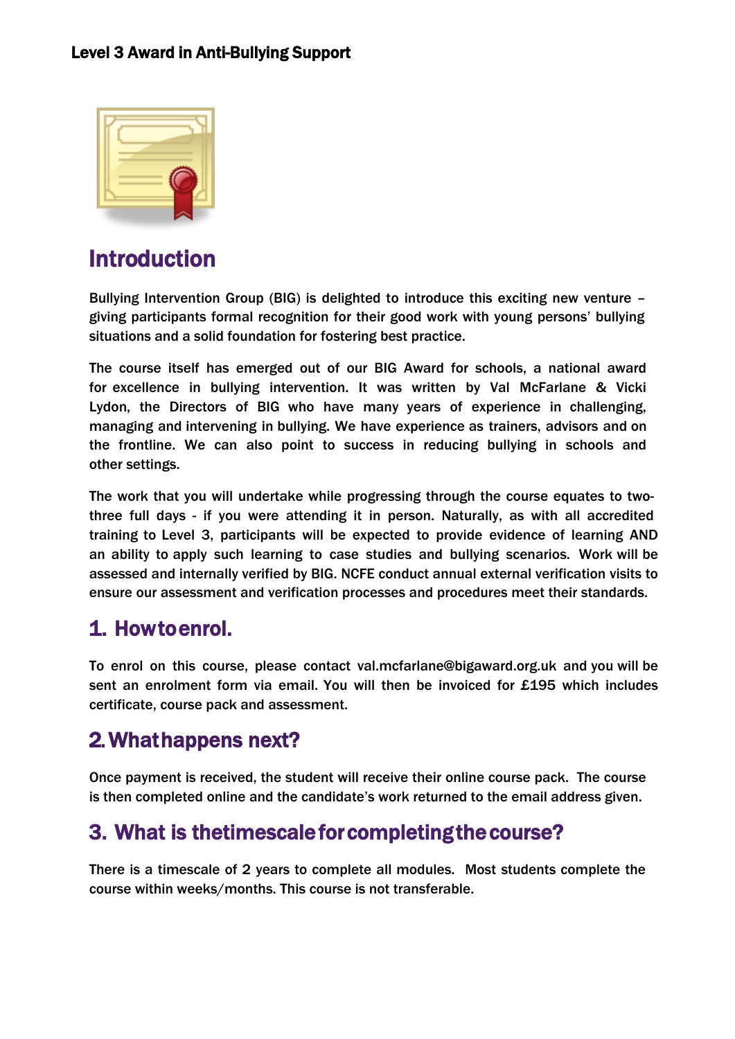# Level 3 Award in Anti-Bullying Support

## Introduction

Bullying Intervention Group (BIG) is delighted to introduce this exciting new venture – giving participants formal recognition for their good work with young persons' bullying situations and a solid foundation for fostering best practice.

The course itself has emerged out of our BIG Award for schools, a national award for excellence in bullying intervention. It was written by Val McFarlane & Vicki Lydon, the Directors of BIG who have many years of experience in challenging, managing and intervening in bullying. We have experience as trainers, advisors and on the frontline. We can also point to success in reducing bullying in schools and other settings.

The work that you will undertake while progressing through the course equates to two-three full days - if you were attending it in person. Naturally, as with all accredited training to Level 3, participants will be expected to provide evidence of learning AND an ability to apply such learning to case studies and bullying scenarios. Work will be assessed and internally verified by BIG. NCFE conduct annual external verification visits to ensure our assessment and verification processes and procedures meet their standards.

## 1. How to enrol.

To enrol on this course, please contact val.mcfarlane@bigaward.org.uk and you will be sent an enrolment form via email. You will then be invoiced for £195 which includes certificate, course pack and assessment.

## 2. What happens next?

Once payment is received, the student will receive their online course pack. The course is then completed online and the candidate's work returned to the email address given.

## 3. What is the timescale for completing the course?

There is a timescale of 2 years to complete all modules. Most students complete the course within weeks/months. This course is not transferable.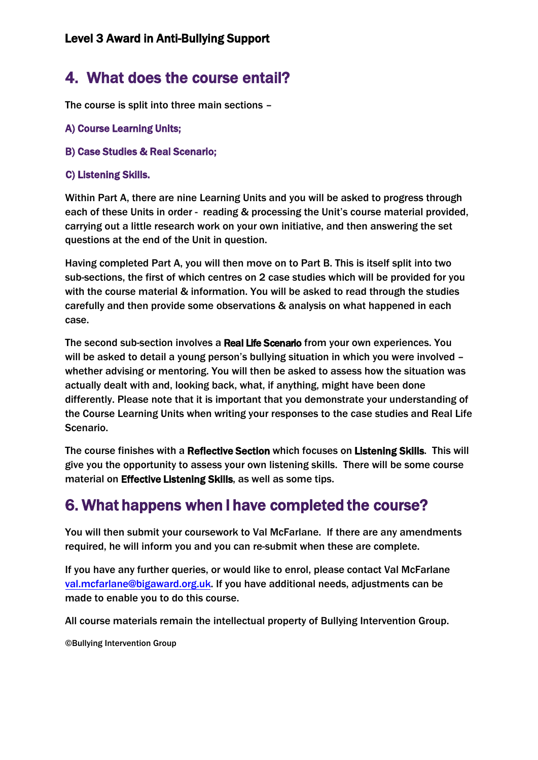## 4. What does the course entail?

The course is split into three main sections –

**A) Course Learning Units;**

**B) Case Studies & Real Scenario;**

**C) Listening Skills.**

Within Part A, there are nine Learning Units and you will be asked to progress through each of these Units in order - reading & processing the Unit's course material provided, carrying out a little research work on your own initiative, and then answering the set questions at the end of the Unit in question.

Having completed Part A, you will then move on to Part B. This is itself split into two sub-sections, the first of which centres on 2 case studies which will be provided for you with the course material & information. You will be asked to read through the studies carefully and then provide some observations & analysis on what happened in each case.

The second sub-section involves a **Real Life Scenario** from your own experiences. You will be asked to detail a young person's bullying situation in which you were involved – whether advising or mentoring. You will then be asked to assess how the situation was actually dealt with and, looking back, what, if anything, might have been done differently. Please note that it is important that you demonstrate your understanding of the Course Learning Units when writing your responses to the case studies and Real Life Scenario.

The course finishes with a **Reflective Section** which focuses on **Listening Skills**. This will give you the opportunity to assess your own listening skills. There will be some course material on **Effective Listening Skills**, as well as some tips.

## 6. What happens when I have completed the course?

You will then submit your coursework to Val McFarlane. If there are any amendments required, he will inform you and you can re-submit when these are complete.

If you have any further queries, or would like to enrol, please contact Val McFarlane val.mcfarlane@bigaward.org.uk. If you have additional needs, adjustments can be made to enable you to do this course.

All course materials remain the intellectual property of Bullying Intervention Group.

©Bullying Intervention Group